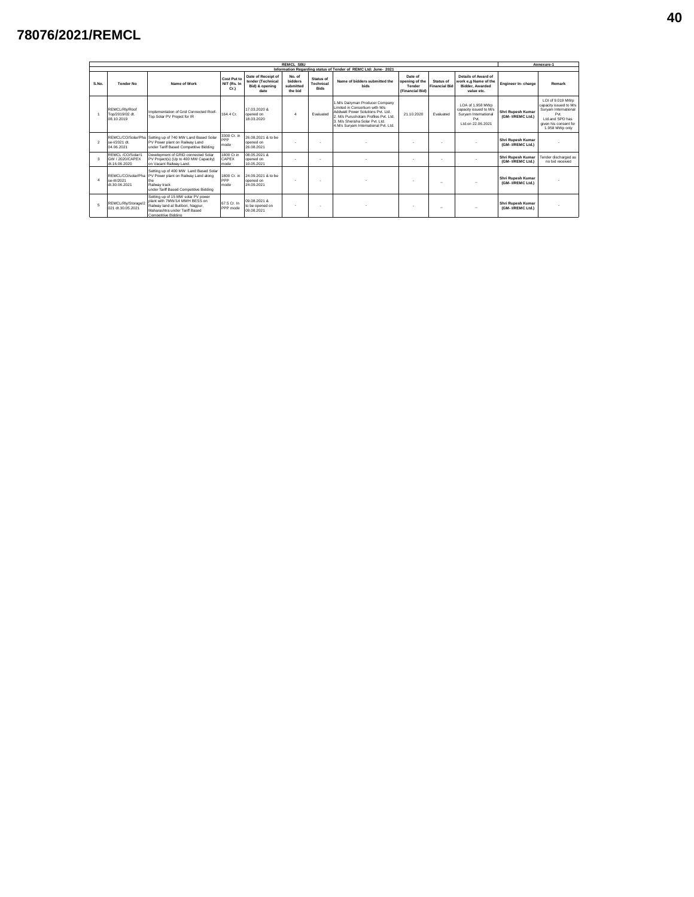# 78076/2021/REMCL

| REMCL SBU | | | | | | | | | | | | Annexure-1 |
|---|---|---|---|---|---|---|---|---|---|---|---|---|
| Information Regarding status of Tender of REMC Ltd: June- 2021 | | | | | | | | | | | | |
| S.No. | Tender No | Name of Work | Cost Put to NIT (Rs. In Cr.) | Date of Receipt of tender (Technical Bid) & opening date | No. of bidders submitted the bid | Status of Technical Bids | Name of bidders submitted the bids | Date of opening of the Tender (Financial Bid) | Status of Financial Bid | Details of Award of work e,g Name of the Bidder, Awarded value etc. | Engineer In- charge | Remark |
| 1 | REMCL/Rly/Roof Top/2019/02 dt. 08.10.2019 | Implementation of Grid Connected Roof-Top Solar PV Project for IR | 164.4 Cr. | 17.03.2020 & opened on 18.03.2020 | 4 | Evaluated | 1.M/s Dairyman Producer Company Limited in Consortium with M/s Addwatt Power Solutions Pvt. Ltd. 2. M/s Purushotam Profiles Pvt. Ltd. 3. M/s Sherisha Solar Pvt. Ltd. 4.M/s Suryam International Pvt. Ltd. | 21.10.2020 | Evaluated | LOA of 1.958 MWp capacity issued to M/s Suryam International Pvt. Ltd.on 22.06.2021 | Shri Rupesh Kumar (GM- I/REMC Ltd.) | LOI of 9.019 MWp capacity issued to M/s Suryam International Pvt. Ltd.and SPD has given his consent for 1.958 MWp only |
| 2 | REMCL/CO/Solar/Phase-I/2021 dt. 04.06.2021 | Setting up of 740 MW Land Based Solar PV Power plant on Railway Land under Tariff Based Competitive Bidding | 3300 Cr. in PPP mode | 26.08.2021 & to be opened on 26.08.2021 | - | - | - | - | - | - | Shri Rupesh Kumar (GM- I/REMC Ltd.) | - |
| 3 | REMCL /CO/Solar/1 GW / 2020/CAPEX dt.16.06.2020 | Development of GRID connected Solar PV Project(s) (Up to 400 MW Capacity) on Vacant Railway Land. | 1800 Cr.in CAPEX mode | 08.05.2021 & opened on 10.05.2021 | - | - | - | - | - | - | Shri Rupesh Kumar (GM- I/REMC Ltd.) | Tender discharged as no bid received |
| 4 | REMCL/CO/solar/Phase-III/2021 dt.30.06.2021 | Setting up of 400 MW Land Based Solar PV Power plant on Railway Land along the Railway track under Tariff Based Competitive Bidding | 1800 Cr. in PPP mode | 24.09.2021 & to be opened on 24.09.2021 | - | - | - | - | _ | _ | Shri Rupesh Kumar (GM- I/REMC Ltd.) | - |
| 5 | REMCL/Rly/Storage/2021 dt.30.05.2021 | Setting up of 15 MW solar PV power plant with 7MW/14 MWH BESS on Railway land at Butibori, Nagpur, Maharashtra under Tariff Based Competitive Bidding | 67.5 Cr. In PPP mode | 09.08.2021 & to be opened on 09.08.2021 | - | - | - | - | _ | _ | Shri Rupesh Kumar (GM- I/REMC Ltd.) | - |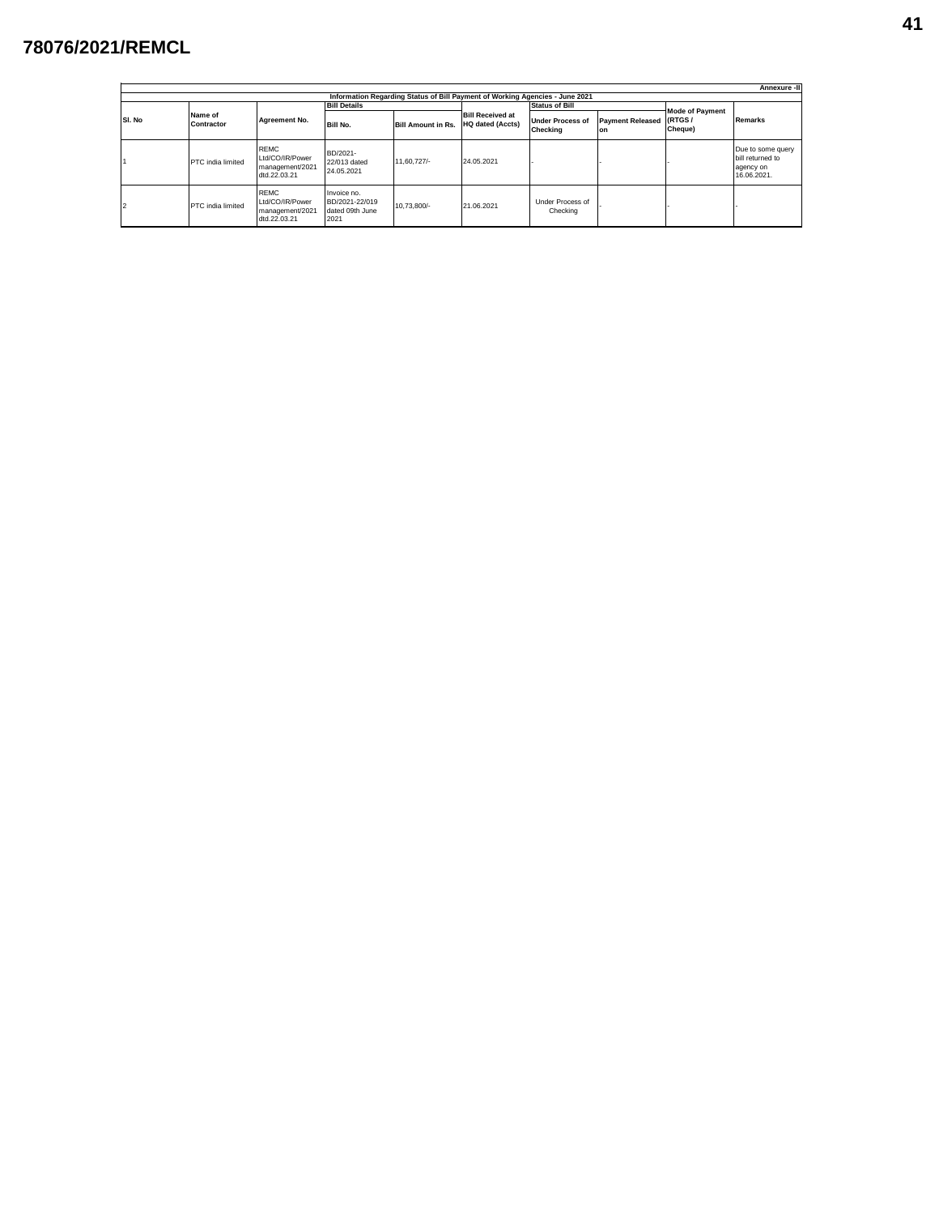78076/2021/REMCL

Annexure -II

**Information Regarding Status of Bill Payment of Working Agencies - June 2021**

| Sl. No | Name of Contractor | Agreement No. | Bill Details | | Bill Received at HQ dated (Accts) | Status of Bill | | Mode of Payment (RTGS / Cheque) | Remarks |
|---|---|---|---|---|---|---|---|---|---|
| | | | Bill No. | Bill Amount in Rs. | | Under Process of Checking | Payment Released on | | |
| 1 | PTC india limited | REMC Ltd/CO/IR/Power management/2021 dtd.22.03.21 | BD/2021-22/013 dated 24.05.2021 | 11,60,727/- | 24.05.2021 | - | - | - | Due to some query bill returned to agency on 16.06.2021. |
| 2 | PTC india limited | REMC Ltd/CO/IR/Power management/2021 dtd.22.03.21 | Invoice no. BD/2021-22/019 dated 09th June 2021 | 10,73,800/- | 21.06.2021 | Under Process of Checking | - | - | - |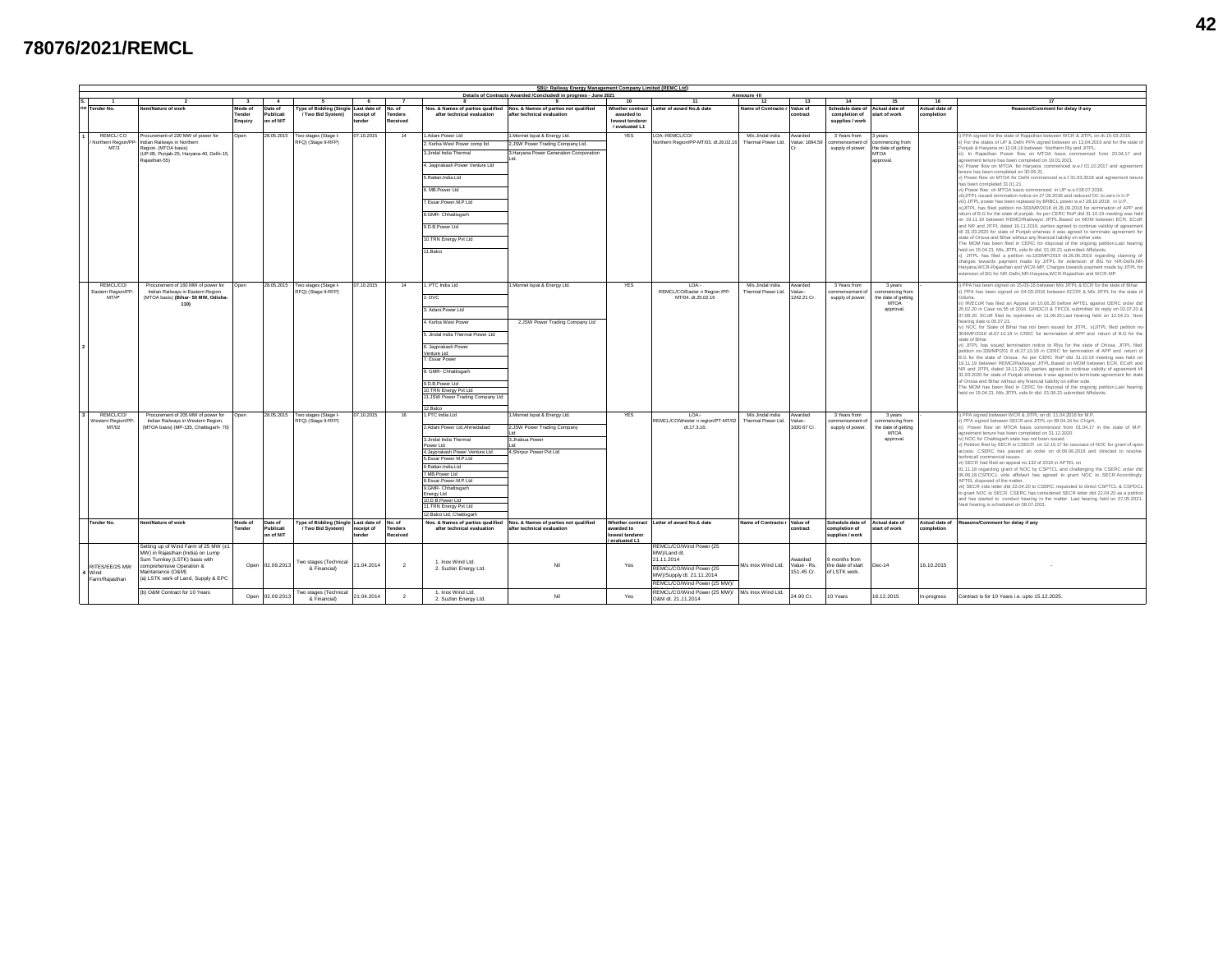# 78076/2021/REMCL

**SBU: Railway Energy Management Company Limited (REMC Ltd)**

**Details of Contracts Awarded /Concluded/ in progress - June 2021**

**Annexure -III**

| S. no | Tender No. | Item/Nature of work | Mode of Tender Enquiry | Date of Publication of NIT | Type of Bidding (Single / Two Bid System) | Last date of receipt of tender | No. of Tenders Received | Nos. & Names of parties qualified after technical evaluation | Nos. & Names of parties not qualified after technical evaluation | Whether contract awarded to lowest tenderer / evaluated L1 | Letter of award No.& date | Name of Contractor | Value of contract | Schedule date of completion of supplies / work | Actual date of start of work | Actual date of completion | Reasons/Comment for delay if any |
|---|---|---|---|---|---|---|---|---|---|---|---|---|---|---|---|---|---|
| | 1 | 2 | 3 | 4 | 5 | 6 | 7 | 8 | 9 | 10 | 11 | 12 | 13 | 14 | 15 | 16 | 17 |
| 1 | REMCL/ CO / Northern Region/PP-MT/3 | Procurement of 220 MW of power for Indian Railways in Northern Region. (MTOA basis) (UP-85, Punjab-25, Haryana-40, Delhi-15, Rajasthan-55) | Open | 28.05.2015 | Two stages (Stage I-RFQ) (Stage II-RFP) | 07.10.2015 | 14 | 1.Adani Power Ltd<br>2. Korba West Power comp ltd<br>3.Jindal India Thermal<br>4. Jayprakash Power Venture Ltd<br>5.Rattan.India.Ltd<br>6. MB.Power Ltd<br>7.Essar.Power.M.P Ltd<br>8.GMR- Chhattisgarh<br>9.D.B.Power Ltd<br>10.TRN Energy Pvt Ltd<br>11.Balco | 1.Monnet Ispat & Energy Ltd.<br>2.JSW Power Trading Company Ltd.<br>3.Haryana Power Generation Coorporation Ltd. | YES | LOA:-REMCL/CO/ Northern Region/PP-MT/03. dt.26.02.16 | M/s Jindal india Thermal Power Ltd. | Awarded Value: 1894.59 Cr. | 3 Years from commencement of supply of power. | 3 years commencing from the date of getting MTOA approval. | | i) PPA signed for the state of Rajasthan between WCR & JITPL on dt.15-03-2016.<br>ii) For the states of UP & Delhi PPA signed between on 13.04.2016 and for the state of Punjab & Haryana on 12.04.16 between Northern Rly and JITPL.<br>iii) In Rajasthan Power flow on MTOA basis commenced from 20.04.17 and agreement tenure has been completed on 19.01.2021.<br>iv) Power flow on MTOA for Haryana commenced w.e.f 01.10.2017 and agreement tenure has been completed on 30.06.21.<br>v) Power flow on MTOA for Delhi commenced w.e.f 31.03.2018 and agreement tenure has been completed 31.01.21.<br>vi) Power flow on MTOA basis commenced in UP w.e.f.08.07.2018.<br>vii)JITPL issued termination notice on 27.09.2018 and reduced DC to zero in U.P<br>viii) JITPL power has been replaced by BRBCL power w.e.f 28.10.2018 in U.P.<br>ix)JITPL has filed petition no-303/MP/2018 dt.26.09.2018 for termination of APP and return of B.G for the state of punjab. As per CERC RoP dtd 31.10.19 meeting was held on 19.11.19 between REMC/Railways/ JITPL.Based on MOM between ECR, ECoR and NR and JITPL dated 19.11.2019, parties agreed to continue validity of agreement till 31.03.2020 for state of Punjab whereas it was agreed to terminate agreement for state of Orissa and Bihar without any financial liability on either side.<br>The MOM has been filed in CERC for disposal of the ongoing petition.Last hearing held on 15.04.21. M/s JITPL vide ltr dtd. 01.06.21 submitted Affidavits.<br>x) JITPL has filed a petition no.183/MP/2019 dt.26.06.2019 regarding claiming of charges towards payment made by JITPL for extension of BG for NR-Delhi,NR-Haryana,WCR-Rajasthan and WCR-MP. Charges towards payment made by JITPL for extension of BG for NR-Delhi,NR-Haryana,WCR-Rajasthan and WCR-MP. |
| 2 | REMCL/CO/ Eastern Region/PP-MT/4* | Procurement of 160 MW of power for Indian Railways in Eastern Region. (MTOA basis) **(Bihar- 50 MW, Odisha-110)** | Open | 28.05.2015 | Two stages (Stage I-RFQ) (Stage II-RFP) | 07.10.2015 | 14 | 1. PTC India Ltd<br>2. DVC<br>3. Adani Power Ltd<br>4. Korba West Power<br>5. Jindal India Thermal Power Ltd<br>6. Jayprakash Power Venture Ltd<br>7. Essar Power<br>8. GMR- Chhattisgarh<br>9.D.B.Power Ltd<br>10.TRN Energy Pvt Ltd<br>11.JSW Power Trading Company Ltd<br>12.Balco | 1.Monnet Ispat & Energy Ltd.<br>2.JSW Power Trading Company Ltd | YES | LOA:- REMCL/CO/Easter n Region /PP-MT/04. dt.25.02.16 | M/s Jindal india Thermal Power Ltd. | Awarded Value:- 1242.21 Cr. | 3 Years from commencement of supply of power. | 3 years commencing from the date of getting MTOA approval. | - | i) PPA has been signed on 15-03-16 between M/s JITPL & ECR for the state of Bihar.<br>ii) PPA has been signed on 04-03-2016 between ECOR & M/s JITPL for the state of Odisha.<br>iii) IR/ECoR has filed an Appeal on 10.06.20 before APTEL against OERC order dtd 25.02.20 in Case no.55 of 2016. GRIDCO & TPCDL submitted its reply on 02.07.20 & 07.08.20. ECoR filed its rejoinders on 11.08.20.Last hearing held on 12.04.21. Next hearing date is 05.07.21.<br>iv) NOC for State of Bihar has not been issued for JITPL. v)JITPL filed petition no-304/MP/2018 dt.07.10.18 in CREC for termination of APP and return of B.G for the state of Bihar.<br>vi) JITPL has issued termination notice to Rlys for the state of Orissa. JITPL filed petition no-208/MP/201 8 dt.27.10.18 in CERC for termination of APP and return of B.G for the state of Orissa. As per CERC RoP dtd 31.10.19 meeting was held on 19.11.19 between REMC/Railways/ JITPL.Based on MOM between ECR, ECoR and NR and JITPL dated 19.11.2019, parties agreed to continue validity of agreement till 31.03.2020 for state of Punjab whereas it was agreed to terminate agreement for state of Orissa and Bihar without any financial liability on either side.<br>The MOM has been filed in CERC for disposal of the ongoing petition.Last hearing held on 15.04.21. M/s JITPL vide ltr dtd. 01.06.21 submitted Affidavits. |
| 3 | REMCL/CO/ Western Region/PP-MT/02 | Procurement of 205 MW of power for Indian Railways in Western Region. (MTOA basis) (MP-135, Chattisgarh- 70) | Open | 28.05.2015 | Two stages (Stage I-RFQ) (Stage II-RFP) | 07.10.2015 | 16 | 1.PTC India Ltd<br>2.Adani Power Ltd,Ahmedabad<br>3.Jindal India Thermal Power Ltd<br>4.Jayprakash Power Venture Ltd<br>5.Essar Power M.P Ltd<br>6.Rattan.India.Ltd<br>7.MB.Power Ltd<br>8.Essar.Power.M.P Ltd<br>9.GMR- Chhattisgarh Energy Ltd<br>10.D.B.Power Ltd<br>11.TRN Energy Pvt Ltd<br>12.Balco Ltd, Chattisgarh | 1.Monnet Ispat & Energy Ltd.<br>2.JSW Power Trading Company Ltd<br>3.Jhabua Power Ltd<br>4.Shirpur Power Pvt Ltd | YES | LOA:- REMCL/CO/Wester n region/PT-MT/02 dt.17.3.16. | M/s Jindal india Thermal Power Ltd. | Awarded Value:- 1630.67 Cr. | 3 Years from commencement of supply of power. | 3 years commencing from the date of getting MTOA approval. | - | i) PPA signed between WCR & JITPL on dt. 11.04.2016 for M.P.<br>ii) PPA signed between SECR and JITPL on 08.04.16 for Ch'grh.<br>iii) Power flow on MTOA basis commenced from 01.04.17 in the state of M.P. agreement tenure has been completed on 31.12.2020.<br>iv) NOC for Chattisgarh state has not been issued.<br>v) Petition filed by SECR in CSECR on 12.10.17 for issuance of NOC for grant of open access. CSERC has passed an order on dt.06.06.2018 and directed to resolve technical commercial issues.<br>vi) SECR had filed an appeal no.132 of 2019 in APTEL on 01.11.18 regarding grant of NOC by CSPTCL and challenging the CSERC order did 06.06.18.CSPDCL vide affidavit has agreed to grant NOC to SECR.Accordingly APTEL disposed of the matter.<br>vii) SECR vide letter dtd 22.04.20 to CSERC requested to direct CSPTCL & CSPDCL to grant NOC to SECR. CSERC has considered SECR letter dtd 22.04.20 as a petition and has started to conduct hearing in the matter. Last hearing held on 07.05.2021. Next hearing is scheduled on 08.07.2021. |
| | **Tender No.** | **Item/Nature of work** | **Mode of Tender** | **Date of Publication on of NIT** | **Type of Bidding (Single / Two Bid System)** | **Last date of receipt of tender** | **No. of Tenders Received** | **Nos. & Names of parties qualified after technical evaluation** | **Nos. & Names of parties not qualified after technical evaluation** | **Whether contract awarded to lowest tenderer / evaluated L1** | **Letter of award No.& date** | **Name of Contractor** | **Value of contract** | **Schedule date of completion of supplies / work** | **Actual date of start of work** | **Actual date of completion** | **Reasons/Comment for delay if any** |
| 4 | RITES/EE/25 MW Wind Farm/Rajasthan | Setting up of Wind Farm of 25 MW (±1 MW) in Rajasthan (India) on Lump Sum Turnkey (LSTK) basis with comprehensive Operation & Maintanance (O&M)<br>(a) LSTK work of Land, Supply & EPC | Open | 02.09.2013 | Two stages (Technical & Financial) | 21.04.2014 | 2 | 1. Inox Wind Ltd.<br>2. Suzlon Energy Ltd. | Nil | Yes | REMCL/CO/Wind Power (25 MW)/Land dt. 21.11.2014<br>REMCL/CO/Wind Power (25 MW)/Supply dt. 21.11.2014<br>REMCL/CO/Wind Power (25 MW)/ | M/s Inox Wind Ltd. | Awarded Value - Rs. 151.45 Cr. | 9 months from the date of start of LSTK work. | Dec-14 | 16.10.2015 | - |
| | | (b) O&M Contract for 10 Years | Open | 02.09.2013 | Two stages (Technical & Financial) | 21.04.2014 | 2 | 1. Inox Wind Ltd.<br>2. Suzlon Energy Ltd. | Nil | Yes | REMCL/CO/Wind Power (25 MW)/ O&M dt. 21.11.2014 | M/s Inox Wind Ltd. | 24.90 Cr. | 10 Years | 16.12.2015 | In-progress | Contract is for 10 Years i.e. upto 15.12.2025. |